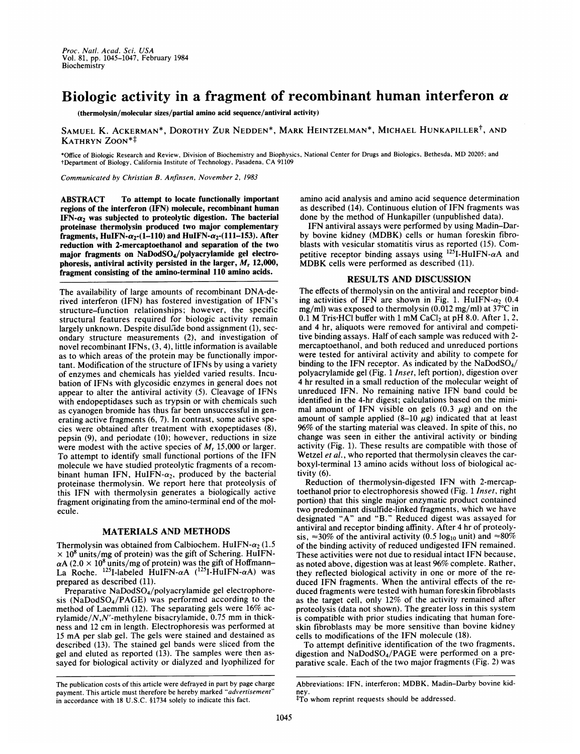# Biologic activity in a fragment of recombinant human interferon $\alpha$

(thermolysin/molecular sizes/partial amino acid sequence/antiviral activity)

SAMUEL K. ACKERMAN*, DOROTHY ZUR NEDDEN*, MARK HEINTZELMAN*, MICHAEL HUNKAPILLER†, AND KATHRYN ZOON*‡

*Office of Biologic Research and Review, Division of Biochemistry and Biophysics, National Center for Drugs and Biologics, Bethesda, MD 20205; and †Department of Biology, California Institute of Technology, Pasadena, CA 91109

*Communicated by Christian B. Anfinsen, November 2, 1983*

**ABSTRACT** To attempt to locate functionally important regions of the interferon (IFN) molecule, recombinant human IFN-$\alpha_2$ was subjected to proteolytic digestion. The bacterial proteinase thermolysin produced two major complementary fragments, HuIFN-$\alpha_2$-(1–110) and HuIFN-$\alpha_2$-(111–153). After reduction with 2-mercaptoethanol and separation of the two major fragments on NaDodSO$_4$/polyacrylamide gel electrophoresis, antiviral activity persisted in the larger, $M_r$ 12,000, fragment consisting of the amino-terminal 110 amino acids.

The availability of large amounts of recombinant DNA-derived interferon (IFN) has fostered investigation of IFN's structure-function relationships; however, the specific structural features required for biologic activity remain largely unknown. Despite disulfide bond assignment (1), secondary structure measurements (2), and investigation of novel recombinant IFNs (3, 4), little information is available as to which areas of the protein may be functionally important. Modification of the structure of IFNs by using a variety of enzymes and chemicals has yielded varied results. Incubation of IFNs with glycosidic enzymes in general does not appear to alter the antiviral activity (5). Cleavage of IFNs with endopeptidases such as trypsin or with chemicals such as cyanogen bromide has thus far been unsuccessful in generating active fragments (6, 7). In contrast, some active species were obtained after treatment with exopeptidases (8), pepsin (9), and periodate (10); however, reductions in size were modest with the active species of $M_r$ 15,000 or larger. To attempt to identify small functional portions of the IFN molecule we have studied proteolytic fragments of a recombinant human IFN, HuIFN-$\alpha_2$, produced by the bacterial proteinase thermolysin. We report here that proteolysis of this IFN with thermolysin generates a biologically active fragment originating from the amino-terminal end of the molecule.

## MATERIALS AND METHODS

Thermolysin was obtained from Calbiochem. HuIFN-$\alpha_2$ ($1.5 \times 10^8$ units/mg of protein) was the gift of Schering. HuIFN-$\alpha$A ($2.0 \times 10^8$ units/mg of protein) was the gift of Hoffmann-La Roche. $^{125}$I-labeled HuIFN-$\alpha$A ($^{125}$I-HuIFN-$\alpha$A) was prepared as described (11).

Preparative NaDodSO$_4$/polyacrylamide gel electrophoresis (NaDodSO$_4$/PAGE) was performed according to the method of Laemmli (12). The separating gels were 16% acrylamide/$N,N'$-methylene bisacrylamide, 0.75 mm in thickness and 12 cm in length. Electrophoresis was performed at 15 mA per slab gel. The gels were stained and destained as described (13). The stained gel bands were sliced from the gel and eluted as reported (13). The samples were then assayed for biological activity or dialyzed and lyophilized for amino acid analysis and amino acid sequence determination as described (14). Continuous elution of IFN fragments was done by the method of Hunkapiller (unpublished data).

IFN antiviral assays were performed by using Madin–Darby bovine kidney (MDBK) cells or human foreskin fibroblasts with vesicular stomatitis virus as reported (15). Competitive receptor binding assays using $^{125}$I-HuIFN-$\alpha$A and MDBK cells were performed as described (11).

## RESULTS AND DISCUSSION

The effects of thermolysin on the antiviral and receptor binding activities of IFN are shown in Fig. 1. HuIFN-$\alpha_2$ (0.4 mg/ml) was exposed to thermolysin (0.012 mg/ml) at 37°C in 0.1 M Tris·HCl buffer with 1 mM CaCl$_2$ at pH 8.0. After 1, 2, and 4 hr, aliquots were removed for antiviral and competitive binding assays. Half of each sample was reduced with 2-mercaptoethanol, and both reduced and unreduced portions were tested for antiviral activity and ability to compete for binding to the IFN receptor. As indicated by the NaDodSO$_4$/polyacrylamide gel (Fig. 1 *Inset*, left portion), digestion over 4 hr resulted in a small reduction of the molecular weight of unreduced IFN. No remaining native IFN band could be identified in the 4-hr digest; calculations based on the minimal amount of IFN visible on gels (0.3 $\mu$g) and on the amount of sample applied (8–10 $\mu$g) indicated that at least 96% of the starting material was cleaved. In spite of this, no change was seen in either the antiviral activity or binding activity (Fig. 1). These results are compatible with those of Wetzel *et al.*, who reported that thermolysin cleaves the carboxyl-terminal 13 amino acids without loss of biological activity (6).

Reduction of thermolysin-digested IFN with 2-mercaptoethanol prior to electrophoresis showed (Fig. 1 *Inset*, right portion) that this single major enzymatic product contained two predominant disulfide-linked fragments, which we have designated "A" and "B." Reduced digest was assayed for antiviral and receptor binding affinity. After 4 hr of proteolysis, ≈30% of the antiviral activity (0.5 log$_{10}$ unit) and ≈80% of the binding activity of reduced undigested IFN remained. These activities were not due to residual intact IFN because, as noted above, digestion was at least 96% complete. Rather, they reflected biological activity in one or more of the reduced IFN fragments. When the antiviral effects of the reduced fragments were tested with human foreskin fibroblasts as the target cell, only 12% of the activity remained after proteolysis (data not shown). The greater loss in this system is compatible with prior studies indicating that human foreskin fibroblasts may be more sensitive than bovine kidney cells to modifications of the IFN molecule (18).

To attempt definitive identification of the two fragments, digestion and NaDodSO$_4$/PAGE were performed on a preparative scale. Each of the two major fragments (Fig. 2) was

The publication costs of this article were defrayed in part by page charge payment. This article must therefore be hereby marked "*advertisement*" in accordance with 18 U.S.C. §1734 solely to indicate this fact.

Abbreviations: IFN, interferon; MDBK, Madin–Darby bovine kidney.

‡To whom reprint requests should be addressed.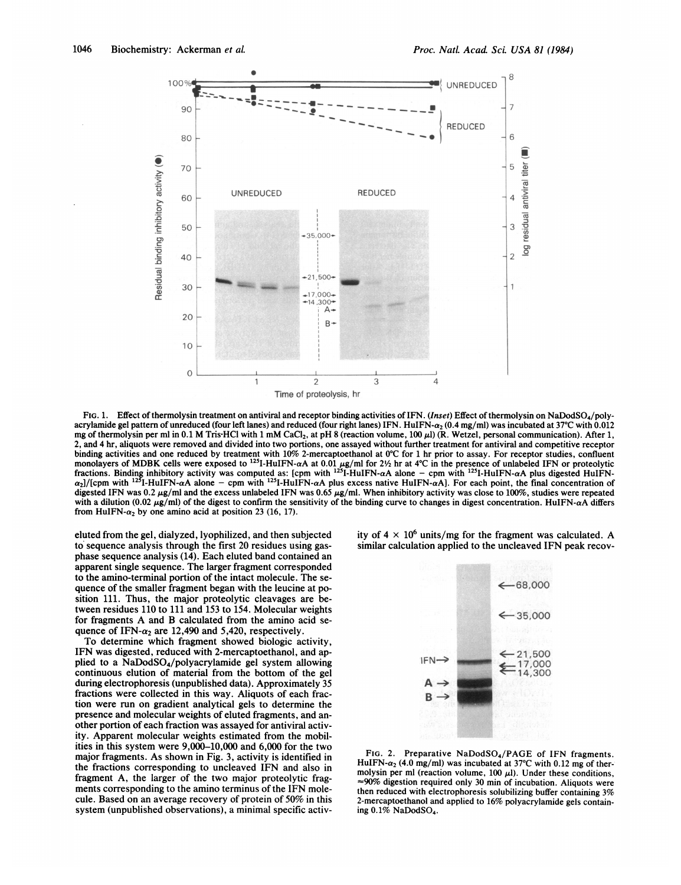FIG. 1. Effect of thermolysin treatment on antiviral and receptor binding activities of IFN. (*Inset*) Effect of thermolysin on $NaDodSO_4$/polyacrylamide gel pattern of unreduced (four left lanes) and reduced (four right lanes) IFN. HuIFN-$\alpha_2$ (0.4 mg/ml) was incubated at 37°C with 0.012 mg of thermolysin per ml in 0.1 M Tris·HCl with 1 mM $CaCl_2$, at pH 8 (reaction volume, 100 μl) (R. Wetzel, personal communication). After 1, 2, and 4 hr, aliquots were removed and divided into two portions, one assayed without further treatment for antiviral and competitive receptor binding activities and one reduced by treatment with 10% 2-mercaptoethanol at 0°C for 1 hr prior to assay. For receptor studies, confluent monolayers of MDBK cells were exposed to $^{125}$I-HuIFN-αA at 0.01 μg/ml for 2½ hr at 4°C in the presence of unlabeled IFN or proteolytic fractions. Binding inhibitory activity was computed as: [cpm with $^{125}$I-HuIFN-αA alone − cpm with $^{125}$I-HuIFN-αA plus digested HuIFN-$\alpha_2$]/[cpm with $^{125}$I-HuIFN-αA alone − cpm with $^{125}$I-HuIFN-αA plus excess native HuIFN-αA]. For each point, the final concentration of digested IFN was 0.2 μg/ml and the excess unlabeled IFN was 0.65 μg/ml. When inhibitory activity was close to 100%, studies were repeated with a dilution (0.02 μg/ml) of the digest to confirm the sensitivity of the binding curve to changes in digest concentration. HuIFN-αA differs from HuIFN-$\alpha_2$ by one amino acid at position 23 (16, 17).

eluted from the gel, dialyzed, lyophilized, and then subjected to sequence analysis through the first 20 residues using gas-phase sequence analysis (14). Each eluted band contained an apparent single sequence. The larger fragment corresponded to the amino-terminal portion of the intact molecule. The sequence of the smaller fragment began with the leucine at position 111. Thus, the major proteolytic cleavages are between residues 110 to 111 and 153 to 154. Molecular weights for fragments A and B calculated from the amino acid sequence of IFN-$\alpha_2$ are 12,490 and 5,420, respectively.

To determine which fragment showed biologic activity, IFN was digested, reduced with 2-mercaptoethanol, and applied to a $NaDodSO_4$/polyacrylamide gel system allowing continuous elution of material from the bottom of the gel during electrophoresis (unpublished data). Approximately 35 fractions were collected in this way. Aliquots of each fraction were run on gradient analytical gels to determine the presence and molecular weights of eluted fragments, and another portion of each fraction was assayed for antiviral activity. Apparent molecular weights estimated from the mobilities in this system were 9,000–10,000 and 6,000 for the two major fragments. As shown in Fig. 3, activity is identified in the fractions corresponding to uncleaved IFN and also in fragment A, the larger of the two major proteolytic fragments corresponding to the amino terminus of the IFN molecule. Based on an average recovery of protein of 50% in this system (unpublished observations), a minimal specific activity of $4 \times 10^6$ units/mg for the fragment was calculated. A similar calculation applied to the uncleaved IFN peak recov-

FIG. 2. Preparative $NaDodSO_4$/PAGE of IFN fragments. HuIFN-$\alpha_2$ (4.0 mg/ml) was incubated at 37°C with 0.12 mg of thermolysin per ml (reaction volume, 100 μl). Under these conditions, ≈90% digestion required only 30 min of incubation. Aliquots were then reduced with electrophoresis solubilizing buffer containing 3% 2-mercaptoethanol and applied to 16% polyacrylamide gels containing 0.1% $NaDodSO_4$.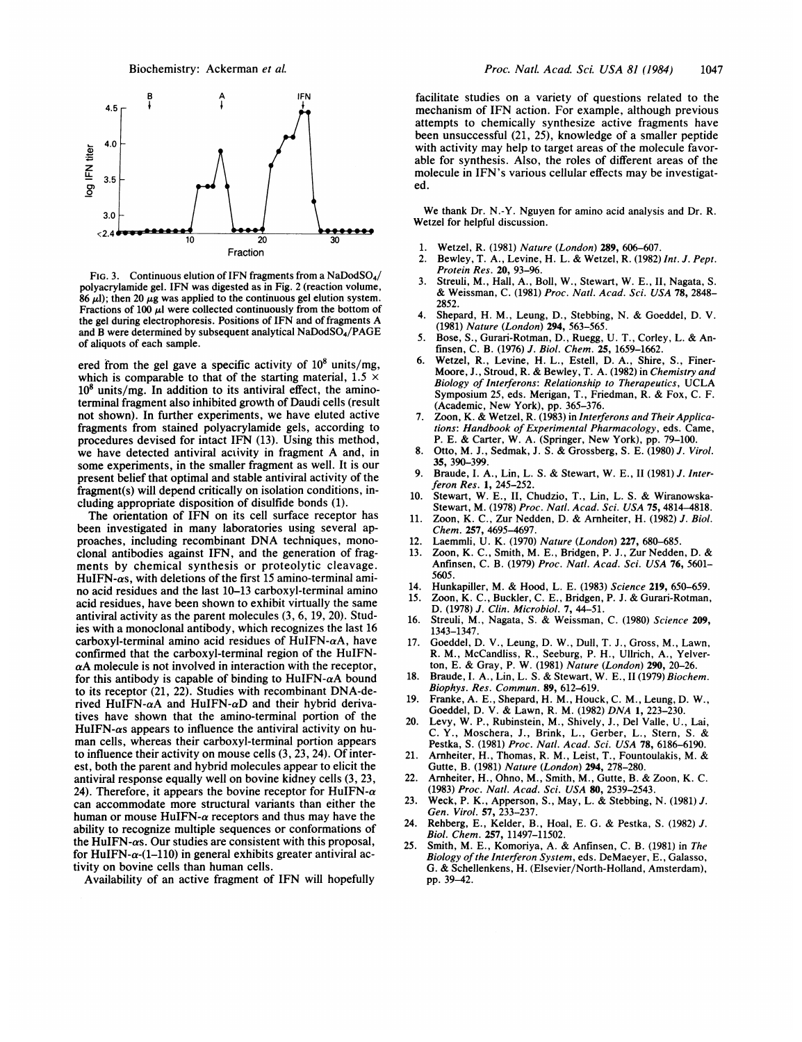B

A

IFN

4.5

4.0

3.5

3.0

<2.4

log IFN titer

10

20

30

Fraction

FIG. 3. Continuous elution of IFN fragments from a $NaDodSO_4$/polyacrylamide gel. IFN was digested as in Fig. 2 (reaction volume, 86 μl); then 20 μg was applied to the continuous gel elution system. Fractions of 100 μl were collected continuously from the bottom of the gel during electrophoresis. Positions of IFN and of fragments A and B were determined by subsequent analytical $NaDodSO_4$/PAGE of aliquots of each sample.

ered from the gel gave a specific activity of $10^8$ units/mg, which is comparable to that of the starting material, $1.5 \times 10^8$ units/mg. In addition to its antiviral effect, the amino-terminal fragment also inhibited growth of Daudi cells (result not shown). In further experiments, we have eluted active fragments from stained polyacrylamide gels, according to procedures devised for intact IFN (13). Using this method, we have detected antiviral acivity in fragment A and, in some experiments, in the smaller fragment as well. It is our present belief that optimal and stable antiviral activity of the fragment(s) will depend critically on isolation conditions, including appropriate disposition of disulfide bonds (1).

The orientation of IFN on its cell surface receptor has been investigated in many laboratories using several approaches, including recombinant DNA techniques, monoclonal antibodies against IFN, and the generation of fragments by chemical synthesis or proteolytic cleavage. HuIFN-αs, with deletions of the first 15 amino-terminal amino acid residues and the last 10–13 carboxyl-terminal amino acid residues, have been shown to exhibit virtually the same antiviral activity as the parent molecules (3, 6, 19, 20). Studies with a monoclonal antibody, which recognizes the last 16 carboxyl-terminal amino acid residues of HuIFN-αA, have confirmed that the carboxyl-terminal region of the HuIFN-αA molecule is not involved in interaction with the receptor, for this antibody is capable of binding to HuIFN-αA bound to its receptor (21, 22). Studies with recombinant DNA-derived HuIFN-αA and HuIFN-αD and their hybrid derivatives have shown that the amino-terminal portion of the HuIFN-αs appears to influence the antiviral activity on human cells, whereas their carboxyl-terminal portion appears to influence their activity on mouse cells (3, 23, 24). Of interest, both the parent and hybrid molecules appear to elicit the antiviral response equally well on bovine kidney cells (3, 23, 24). Therefore, it appears the bovine receptor for HuIFN-α can accommodate more structural variants than either the human or mouse HuIFN-α receptors and thus may have the ability to recognize multiple sequences or conformations of the HuIFN-αs. Our studies are consistent with this proposal, for HuIFN-α-(1–110) in general exhibits greater antiviral activity on bovine cells than human cells.

Availability of an active fragment of IFN will hopefully facilitate studies on a variety of questions related to the mechanism of IFN action. For example, although previous attempts to chemically synthesize active fragments have been unsuccessful (21, 25), knowledge of a smaller peptide with activity may help to target areas of the molecule favorable for synthesis. Also, the roles of different areas of the molecule in IFN's various cellular effects may be investigated.

We thank Dr. N.-Y. Nguyen for amino acid analysis and Dr. R. Wetzel for helpful discussion.

1. Wetzel, R. (1981) *Nature (London)* **289,** 606–607.
2. Bewley, T. A., Levine, H. L. & Wetzel, R. (1982) *Int. J. Pept. Protein Res.* **20,** 93–96.
3. Streuli, M., Hall, A., Boll, W., Stewart, W. E., II, Nagata, S. & Weissman, C. (1981) *Proc. Natl. Acad. Sci. USA* **78,** 2848–2852.
4. Shepard, H. M., Leung, D., Stebbing, N. & Goeddel, D. V. (1981) *Nature (London)* **294,** 563–565.
5. Bose, S., Gurari-Rotman, D., Ruegg, U. T., Corley, L. & Anfinsen, C. B. (1976) *J. Biol. Chem.* **25,** 1659–1662.
6. Wetzel, R., Levine, H. L., Estell, D. A., Shire, S., Finer-Moore, J., Stroud, R. & Bewley, T. A. (1982) in *Chemistry and Biology of Interferons: Relationship to Therapeutics*, UCLA Symposium 25, eds. Merigan, T., Friedman, R. & Fox, C. F. (Academic, New York), pp. 365–376.
7. Zoon, K. & Wetzel, R. (1983) in *Interferons and Their Applications: Handbook of Experimental Pharmacology*, eds. Came, P. E. & Carter, W. A. (Springer, New York), pp. 79–100.
8. Otto, M. J., Sedmak, J. S. & Grossberg, S. E. (1980) *J. Virol.* **35,** 390–399.
9. Braude, I. A., Lin, L. S. & Stewart, W. E., II (1981) *J. Interferon Res.* **1,** 245–252.
10. Stewart, W. E., II, Chudzio, T., Lin, L. S. & Wiranowska-Stewart, M. (1978) *Proc. Natl. Acad. Sci. USA* **75,** 4814–4818.
11. Zoon, K. C., Zur Nedden, D. & Arnheiter, H. (1982) *J. Biol. Chem.* **257,** 4695–4697.
12. Laemmli, U. K. (1970) *Nature (London)* **227,** 680–685.
13. Zoon, K. C., Smith, M. E., Bridgen, P. J., Zur Nedden, D. & Anfinsen, C. B. (1979) *Proc. Natl. Acad. Sci. USA* **76,** 5601–5605.
14. Hunkapiller, M. & Hood, L. E. (1983) *Science* **219,** 650–659.
15. Zoon, K. C., Buckler, C. E., Bridgen, P. J. & Gurari-Rotman, D. (1978) *J. Clin. Microbiol.* **7,** 44–51.
16. Streuli, M., Nagata, S. & Weissman, C. (1980) *Science* **209,** 1343–1347.
17. Goeddel, D. V., Leung, D. W., Dull, T. J., Gross, M., Lawn, R. M., McCandliss, R., Seeburg, P. H., Ullrich, A., Yelverton, E. & Gray, P. W. (1981) *Nature (London)* **290,** 20–26.
18. Braude, I. A., Lin, L. S. & Stewart, W. E., II (1979) *Biochem. Biophys. Res. Commun.* **89,** 612–619.
19. Franke, A. E., Shepard, H. M., Houck, C. M., Leung, D. W., Goeddel, D. V. & Lawn, R. M. (1982) *DNA* **1,** 223–230.
20. Levy, W. P., Rubinstein, M., Shively, J., Del Valle, U., Lai, C. Y., Moschera, J., Brink, L., Gerber, L., Stern, S. & Pestka, S. (1981) *Proc. Natl. Acad. Sci. USA* **78,** 6186–6190.
21. Arnheiter, H., Thomas, R. M., Leist, T., Fountoulakis, M. & Gutte, B. (1981) *Nature (London)* **294,** 278–280.
22. Arnheiter, H., Ohno, M., Smith, M., Gutte, B. & Zoon, K. C. (1983) *Proc. Natl. Acad. Sci. USA* **80,** 2539–2543.
23. Weck, P. K., Apperson, S., May, L. & Stebbing, N. (1981) *J. Gen. Virol.* **57,** 233–237.
24. Rehberg, E., Kelder, B., Hoal, E. G. & Pestka, S. (1982) *J. Biol. Chem.* **257,** 11497–11502.
25. Smith, M. E., Komoriya, A. & Anfinsen, C. B. (1981) in *The Biology of the Interferon System*, eds. DeMaeyer, E., Galasso, G. & Schellenkens, H. (Elsevier/North-Holland, Amsterdam), pp. 39–42.